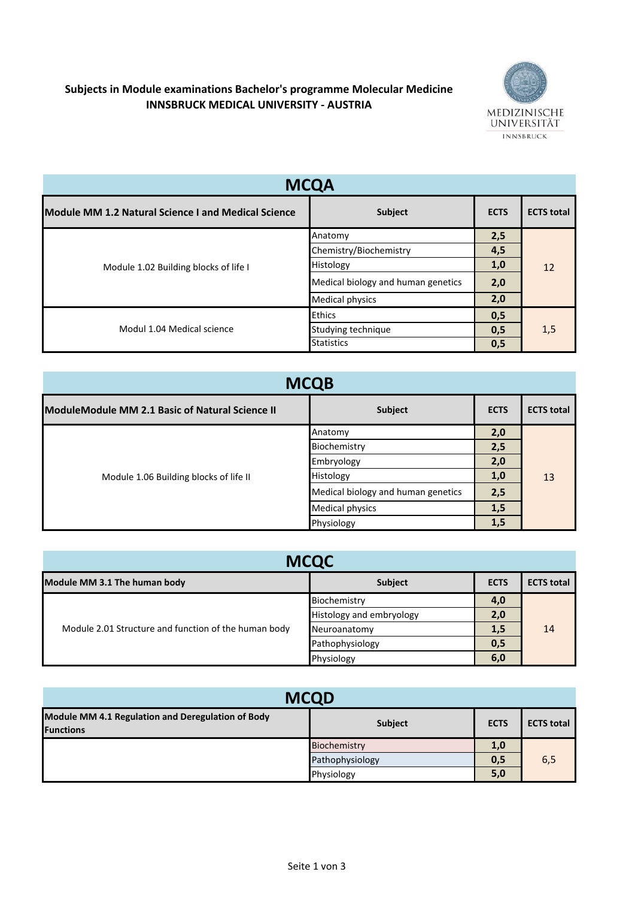**Subjects in Module examinations Bachelor's programme Molecular Medicine**
**INNSBRUCK MEDICAL UNIVERSITY - AUSTRIA**

MEDIZINISCHE UNIVERSITÄT INNSBRUCK

## MCQA

| Module MM 1.2 Natural Science I and Medical Science | Subject | ECTS | ECTS total |
|---|---|---|---|
| Module 1.02 Building blocks of life I | Anatomy | 2,5 | 12 |
| | Chemistry/Biochemistry | 4,5 | |
| | Histology | 1,0 | |
| | Medical biology and human genetics | 2,0 | |
| | Medical physics | 2,0 | |
| Modul 1.04 Medical science | Ethics | 0,5 | 1,5 |
| | Studying technique | 0,5 | |
| | Statistics | 0,5 | |

## MCQB

| ModuleModule MM 2.1 Basic of Natural Science II | Subject | ECTS | ECTS total |
|---|---|---|---|
| Module 1.06 Building blocks of life II | Anatomy | 2,0 | 13 |
| | Biochemistry | 2,5 | |
| | Embryology | 2,0 | |
| | Histology | 1,0 | |
| | Medical biology and human genetics | 2,5 | |
| | Medical physics | 1,5 | |
| | Physiology | 1,5 | |

## MCQC

| Module MM 3.1 The human body | Subject | ECTS | ECTS total |
|---|---|---|---|
| Module 2.01 Structure and function of the human body | Biochemistry | 4,0 | 14 |
| | Histology and embryology | 2,0 | |
| | Neuroanatomy | 1,5 | |
| | Pathophysiology | 0,5 | |
| | Physiology | 6,0 | |

## MCQD

| Module MM 4.1 Regulation and Deregulation of Body Functions | Subject | ECTS | ECTS total |
|---|---|---|---|
| | Biochemistry | 1,0 | 6,5 |
| | Pathophysiology | 0,5 | |
| | Physiology | 5,0 | |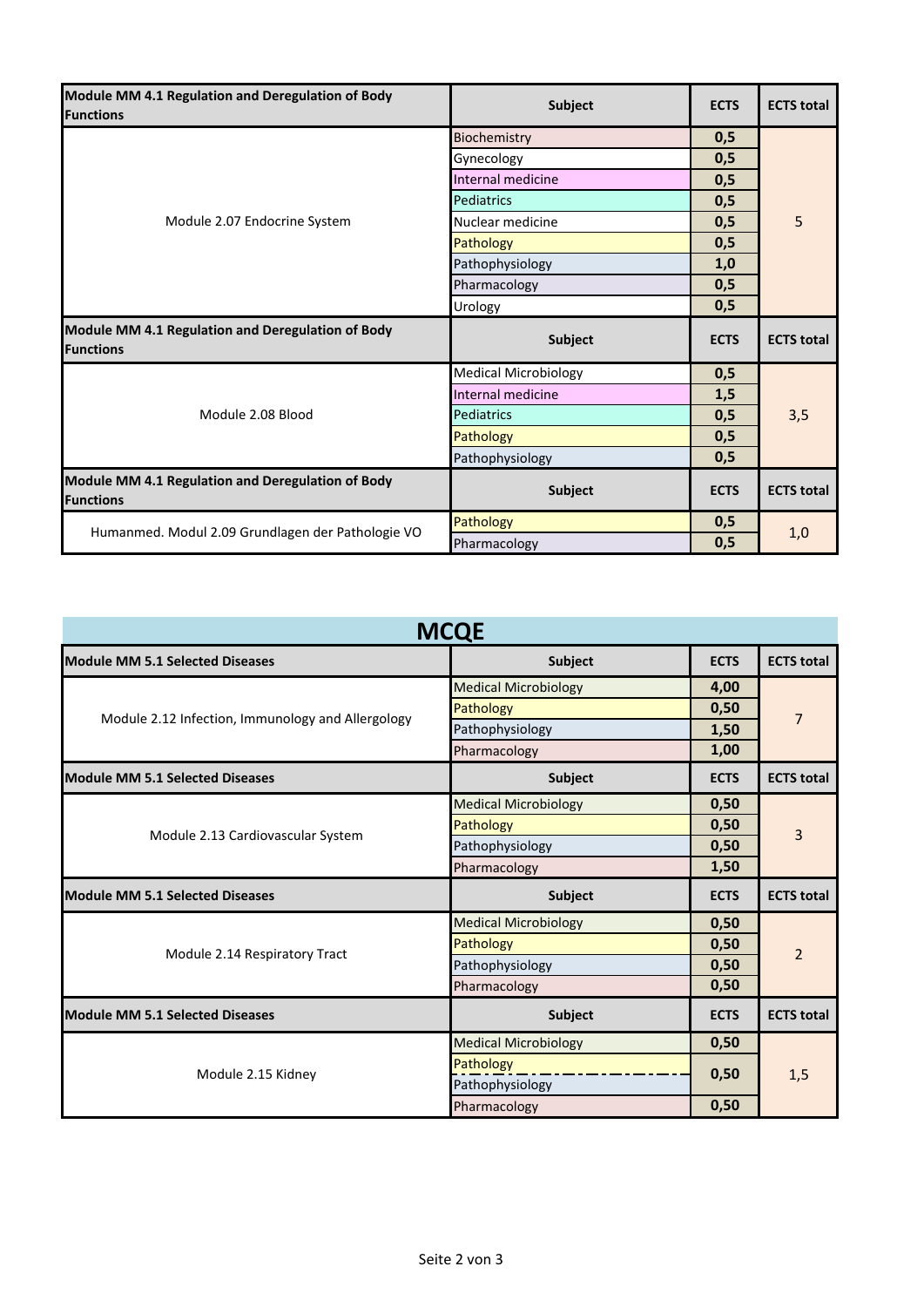| Module MM 4.1 Regulation and Deregulation of Body Functions | Subject | ECTS | ECTS total |
| --- | --- | --- | --- |
| Module 2.07 Endocrine System | Biochemistry | **0,5** | 5 |
| | Gynecology | **0,5** | |
| | Internal medicine | **0,5** | |
| | Pediatrics | **0,5** | |
| | Nuclear medicine | **0,5** | |
| | Pathology | **0,5** | |
| | Pathophysiology | **1,0** | |
| | Pharmacology | **0,5** | |
| | Urology | **0,5** | |

| Module MM 4.1 Regulation and Deregulation of Body Functions | Subject | ECTS | ECTS total |
| --- | --- | --- | --- |
| Module 2.08 Blood | Medical Microbiology | **0,5** | 3,5 |
| | Internal medicine | **1,5** | |
| | Pediatrics | **0,5** | |
| | Pathology | **0,5** | |
| | Pathophysiology | **0,5** | |

| Module MM 4.1 Regulation and Deregulation of Body Functions | Subject | ECTS | ECTS total |
| --- | --- | --- | --- |
| Humanmed. Modul 2.09 Grundlagen der Pathologie VO | Pathology | **0,5** | 1,0 |
| | Pharmacology | **0,5** | |

## MCQE

| Module MM 5.1 Selected Diseases | Subject | ECTS | ECTS total |
| --- | --- | --- | --- |
| Module 2.12 Infection, Immunology and Allergology | Medical Microbiology | **4,00** | 7 |
| | Pathology | **0,50** | |
| | Pathophysiology | **1,50** | |
| | Pharmacology | **1,00** | |

| Module MM 5.1 Selected Diseases | Subject | ECTS | ECTS total |
| --- | --- | --- | --- |
| Module 2.13 Cardiovascular System | Medical Microbiology | **0,50** | 3 |
| | Pathology | **0,50** | |
| | Pathophysiology | **0,50** | |
| | Pharmacology | **1,50** | |

| Module MM 5.1 Selected Diseases | Subject | ECTS | ECTS total |
| --- | --- | --- | --- |
| Module 2.14 Respiratory Tract | Medical Microbiology | **0,50** | 2 |
| | Pathology | **0,50** | |
| | Pathophysiology | **0,50** | |
| | Pharmacology | **0,50** | |

| Module MM 5.1 Selected Diseases | Subject | ECTS | ECTS total |
| --- | --- | --- | --- |
| Module 2.15 Kidney | Medical Microbiology | **0,50** | 1,5 |
| | Pathology / Pathophysiology | **0,50** | |
| | Pharmacology | **0,50** | |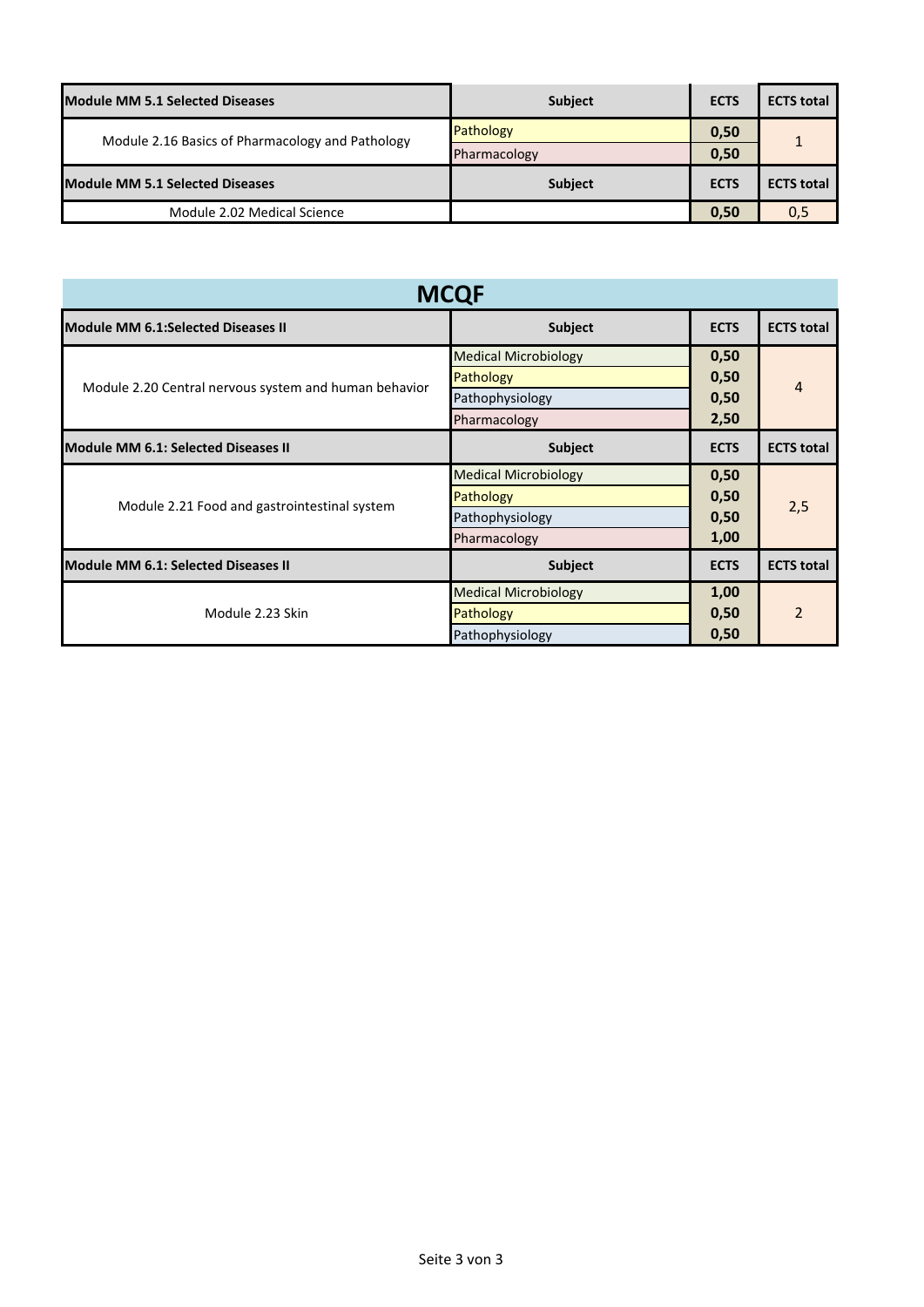| Module MM 5.1 Selected Diseases | Subject | ECTS | ECTS total |
|---|---|---|---|
| Module 2.16 Basics of Pharmacology and Pathology | Pathology | 0,50 | 1 |
| | Pharmacology | 0,50 | |
| **Module MM 5.1 Selected Diseases** | **Subject** | **ECTS** | **ECTS total** |
| Module 2.02 Medical Science | | 0,50 | 0,5 |

## MCQF

| Module MM 6.1:Selected Diseases II | Subject | ECTS | ECTS total |
|---|---|---|---|
| Module 2.20 Central nervous system and human behavior | Medical Microbiology | 0,50 | 4 |
| | Pathology | 0,50 | |
| | Pathophysiology | 0,50 | |
| | Pharmacology | 2,50 | |
| **Module MM 6.1: Selected Diseases II** | **Subject** | **ECTS** | **ECTS total** |
| Module 2.21 Food and gastrointestinal system | Medical Microbiology | 0,50 | 2,5 |
| | Pathology | 0,50 | |
| | Pathophysiology | 0,50 | |
| | Pharmacology | 1,00 | |
| **Module MM 6.1: Selected Diseases II** | **Subject** | **ECTS** | **ECTS total** |
| Module 2.23 Skin | Medical Microbiology | 1,00 | 2 |
| | Pathology | 0,50 | |
| | Pathophysiology | 0,50 | |